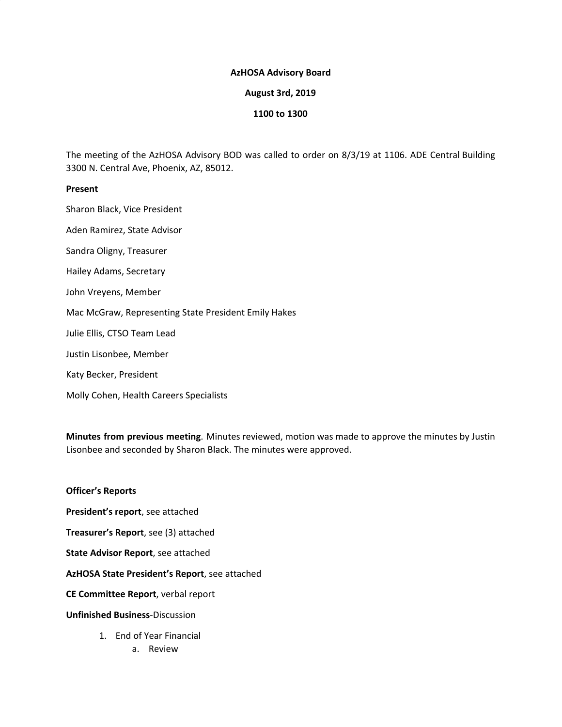**AzHOSA Advisory Board**

**August 3rd, 2019**

**1100 to 1300**

The meeting of the AzHOSA Advisory BOD was called to order on 8/3/19 at 1106. ADE Central Building 3300 N. Central Ave, Phoenix, AZ, 85012.

**Present**

Sharon Black, Vice President

Aden Ramirez, State Advisor

Sandra Oligny, Treasurer

Hailey Adams, Secretary

John Vreyens, Member

Mac McGraw, Representing State President Emily Hakes

Julie Ellis, CTSO Team Lead

Justin Lisonbee, Member

Katy Becker, President

Molly Cohen, Health Careers Specialists

**Minutes from previous meeting**. Minutes reviewed, motion was made to approve the minutes by Justin Lisonbee and seconded by Sharon Black. The minutes were approved.

**Officer's Reports**

**President's report**, see attached

**Treasurer's Report**, see (3) attached

**State Advisor Report**, see attached

**AzHOSA State President's Report**, see attached

**CE Committee Report**, verbal report

**Unfinished Business**-Discussion

1. End of Year Financial
   a. Review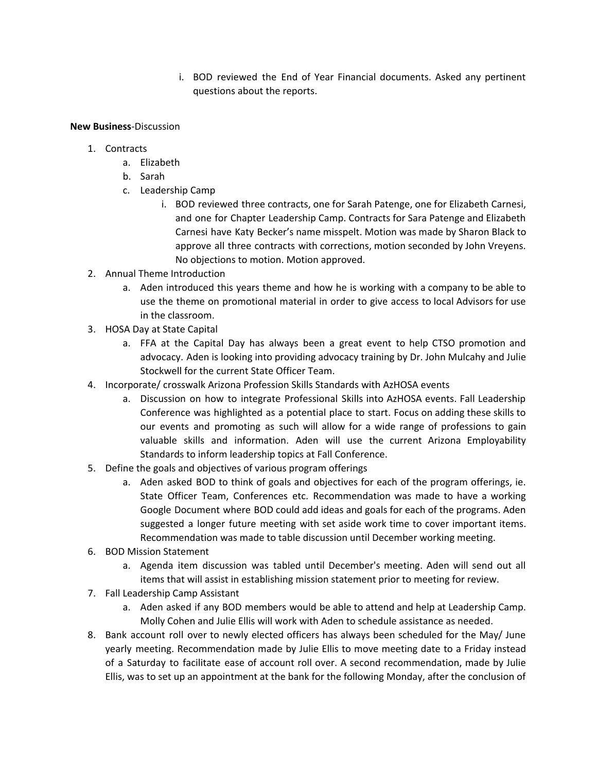i. BOD reviewed the End of Year Financial documents. Asked any pertinent questions about the reports.

**New Business**-Discussion

1. Contracts
    a. Elizabeth
    b. Sarah
    c. Leadership Camp
        i. BOD reviewed three contracts, one for Sarah Patenge, one for Elizabeth Carnesi, and one for Chapter Leadership Camp. Contracts for Sara Patenge and Elizabeth Carnesi have Katy Becker's name misspelt. Motion was made by Sharon Black to approve all three contracts with corrections, motion seconded by John Vreyens. No objections to motion. Motion approved.
2. Annual Theme Introduction
    a. Aden introduced this years theme and how he is working with a company to be able to use the theme on promotional material in order to give access to local Advisors for use in the classroom.
3. HOSA Day at State Capital
    a. FFA at the Capital Day has always been a great event to help CTSO promotion and advocacy. Aden is looking into providing advocacy training by Dr. John Mulcahy and Julie Stockwell for the current State Officer Team.
4. Incorporate/ crosswalk Arizona Profession Skills Standards with AzHOSA events
    a. Discussion on how to integrate Professional Skills into AzHOSA events. Fall Leadership Conference was highlighted as a potential place to start. Focus on adding these skills to our events and promoting as such will allow for a wide range of professions to gain valuable skills and information. Aden will use the current Arizona Employability Standards to inform leadership topics at Fall Conference.
5. Define the goals and objectives of various program offerings
    a. Aden asked BOD to think of goals and objectives for each of the program offerings, ie. State Officer Team, Conferences etc. Recommendation was made to have a working Google Document where BOD could add ideas and goals for each of the programs. Aden suggested a longer future meeting with set aside work time to cover important items. Recommendation was made to table discussion until December working meeting.
6. BOD Mission Statement
    a. Agenda item discussion was tabled until December's meeting. Aden will send out all items that will assist in establishing mission statement prior to meeting for review.
7. Fall Leadership Camp Assistant
    a. Aden asked if any BOD members would be able to attend and help at Leadership Camp. Molly Cohen and Julie Ellis will work with Aden to schedule assistance as needed.
8. Bank account roll over to newly elected officers has always been scheduled for the May/ June yearly meeting. Recommendation made by Julie Ellis to move meeting date to a Friday instead of a Saturday to facilitate ease of account roll over. A second recommendation, made by Julie Ellis, was to set up an appointment at the bank for the following Monday, after the conclusion of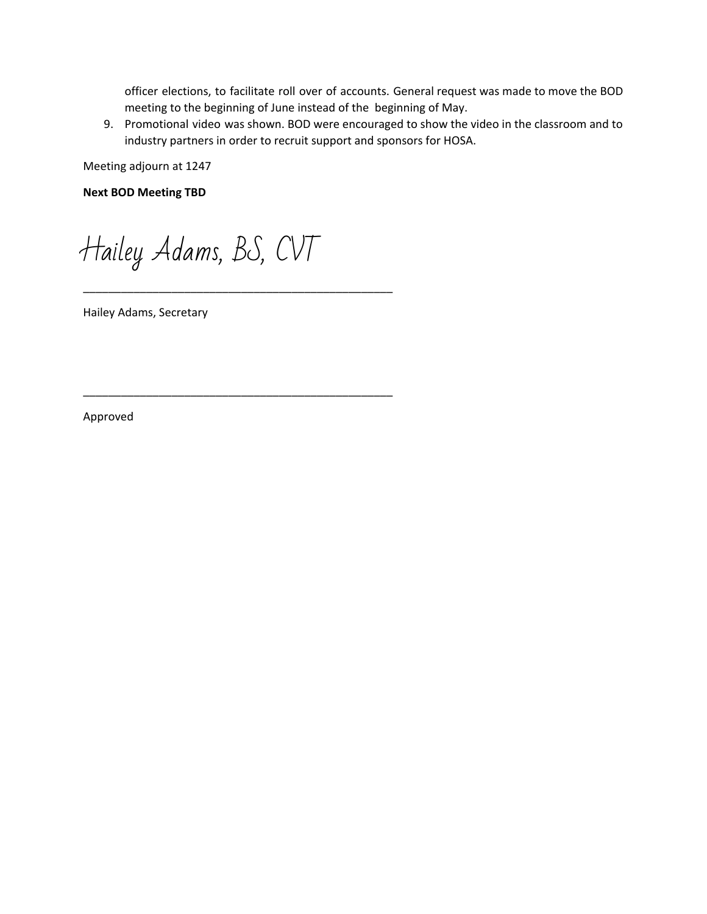officer elections, to facilitate roll over of accounts. General request was made to move the BOD meeting to the beginning of June instead of the beginning of May.

9. Promotional video was shown. BOD were encouraged to show the video in the classroom and to industry partners in order to recruit support and sponsors for HOSA.

Meeting adjourn at 1247

**Next BOD Meeting TBD**

Hailey Adams, BS, CVT

\_\_\_\_\_\_\_\_\_\_\_\_\_\_\_\_\_\_\_\_\_\_\_\_\_\_\_\_\_\_\_\_\_\_\_\_\_\_\_\_\_\_\_\_\_\_

Hailey Adams, Secretary

\_\_\_\_\_\_\_\_\_\_\_\_\_\_\_\_\_\_\_\_\_\_\_\_\_\_\_\_\_\_\_\_\_\_\_\_\_\_\_\_\_\_\_\_\_\_

Approved